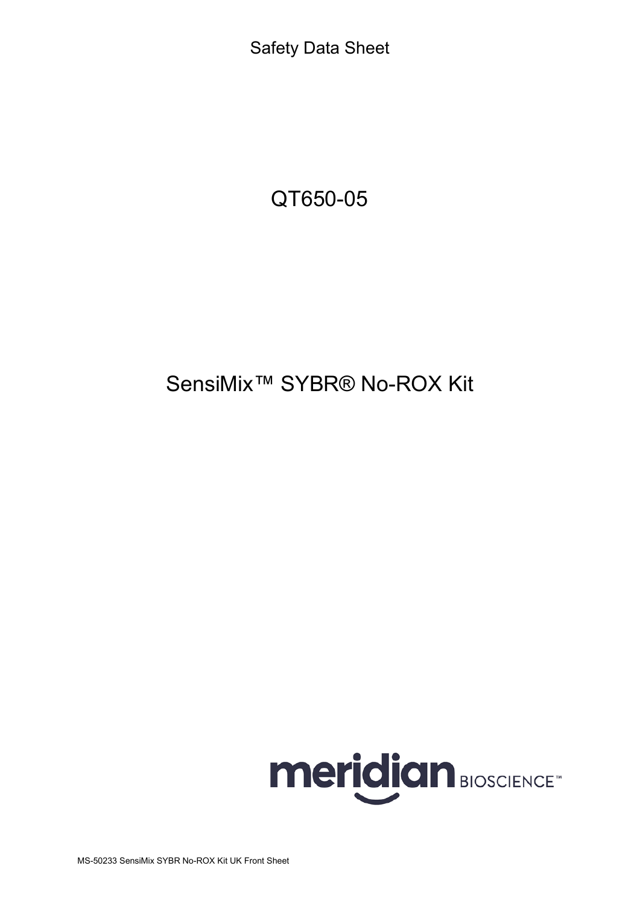Safety Data Sheet

# QT650-05

# SensiMix™ SYBR® No-ROX Kit

meridian BIOSCIENCE™

MS-50233 SensiMix SYBR No-ROX Kit UK Front Sheet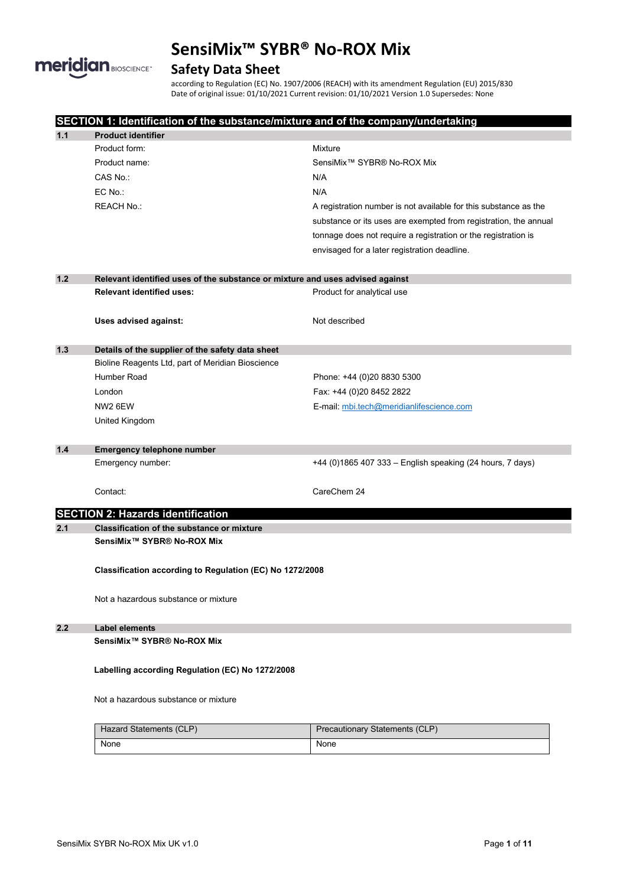# SensiMix™ SYBR® No-ROX Mix

## Safety Data Sheet

according to Regulation (EC) No. 1907/2006 (REACH) with its amendment Regulation (EU) 2015/830
Date of original issue: 01/10/2021 Current revision: 01/10/2021 Version 1.0 Supersedes: None

## SECTION 1: Identification of the substance/mixture and of the company/undertaking

### 1.1 Product identifier

| | |
|---|---|
| Product form: | Mixture |
| Product name: | SensiMix™ SYBR® No-ROX Mix |
| CAS No.: | N/A |
| EC No.: | N/A |
| REACH No.: | A registration number is not available for this substance as the substance or its uses are exempted from registration, the annual tonnage does not require a registration or the registration is envisaged for a later registration deadline. |

### 1.2 Relevant identified uses of the substance or mixture and uses advised against

**Relevant identified uses:** Product for analytical use

**Uses advised against:** Not described

### 1.3 Details of the supplier of the safety data sheet

Bioline Reagents Ltd, part of Meridian Bioscience
Humber Road
London
NW2 6EW
United Kingdom

Phone: +44 (0)20 8830 5300
Fax: +44 (0)20 8452 2822
E-mail: mbi.tech@meridianlifescience.com

### 1.4 Emergency telephone number

Emergency number: +44 (0)1865 407 333 – English speaking (24 hours, 7 days)

Contact: CareChem 24

## SECTION 2: Hazards identification

### 2.1 Classification of the substance or mixture

**SensiMix™ SYBR® No-ROX Mix**

**Classification according to Regulation (EC) No 1272/2008**

Not a hazardous substance or mixture

### 2.2 Label elements

**SensiMix™ SYBR® No-ROX Mix**

**Labelling according Regulation (EC) No 1272/2008**

Not a hazardous substance or mixture

| Hazard Statements (CLP) | Precautionary Statements (CLP) |
|---|---|
| None | None |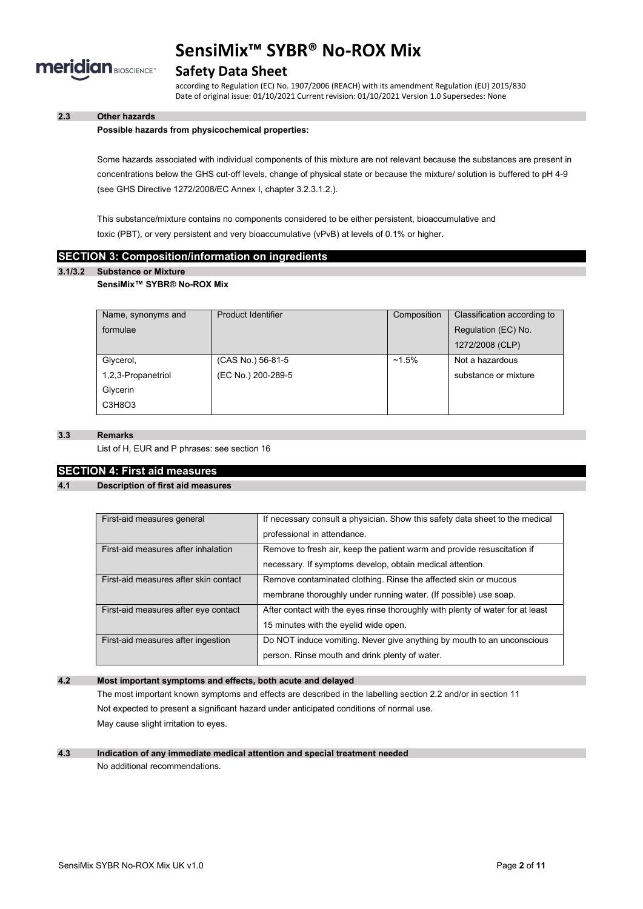### 2.3 Other hazards

**Possible hazards from physicochemical properties:**

Some hazards associated with individual components of this mixture are not relevant because the substances are present in concentrations below the GHS cut-off levels, change of physical state or because the mixture/ solution is buffered to pH 4-9 (see GHS Directive 1272/2008/EC Annex I, chapter 3.2.3.1.2.).

This substance/mixture contains no components considered to be either persistent, bioaccumulative and toxic (PBT), or very persistent and very bioaccumulative (vPvB) at levels of 0.1% or higher.

## SECTION 3: Composition/information on ingredients

### 3.1/3.2 Substance or Mixture

**SensiMix™ SYBR® No-ROX Mix**

| Name, synonyms and formulae | Product Identifier | Composition | Classification according to Regulation (EC) No. 1272/2008 (CLP) |
|---|---|---|---|
| Glycerol, 1,2,3-Propanetriol Glycerin $C_3H_8O_3$ | (CAS No.) 56-81-5 (EC No.) 200-289-5 | ~1.5% | Not a hazardous substance or mixture |

### 3.3 Remarks

List of H, EUR and P phrases: see section 16

## SECTION 4: First aid measures

### 4.1 Description of first aid measures

| | |
|---|---|
| First-aid measures general | If necessary consult a physician. Show this safety data sheet to the medical professional in attendance. |
| First-aid measures after inhalation | Remove to fresh air, keep the patient warm and provide resuscitation if necessary. If symptoms develop, obtain medical attention. |
| First-aid measures after skin contact | Remove contaminated clothing. Rinse the affected skin or mucous membrane thoroughly under running water. (If possible) use soap. |
| First-aid measures after eye contact | After contact with the eyes rinse thoroughly with plenty of water for at least 15 minutes with the eyelid wide open. |
| First-aid measures after ingestion | Do NOT induce vomiting. Never give anything by mouth to an unconscious person. Rinse mouth and drink plenty of water. |

### 4.2 Most important symptoms and effects, both acute and delayed

The most important known symptoms and effects are described in the labelling section 2.2 and/or in section 11

Not expected to present a significant hazard under anticipated conditions of normal use.

May cause slight irritation to eyes.

### 4.3 Indication of any immediate medical attention and special treatment needed

No additional recommendations.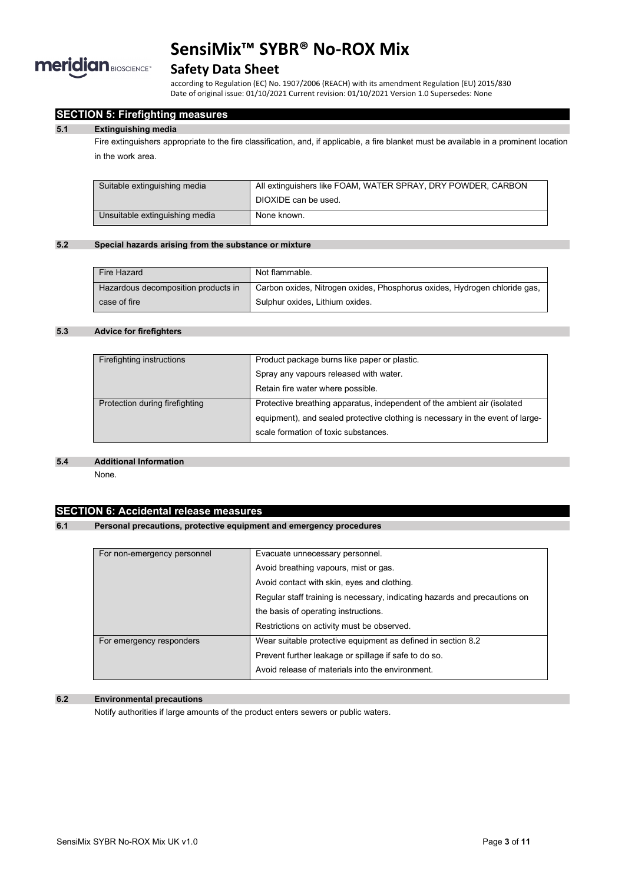## SECTION 5: Firefighting measures

### 5.1 Extinguishing media

Fire extinguishers appropriate to the fire classification, and, if applicable, a fire blanket must be available in a prominent location in the work area.

| | |
|---|---|
| Suitable extinguishing media | All extinguishers like FOAM, WATER SPRAY, DRY POWDER, CARBON DIOXIDE can be used. |
| Unsuitable extinguishing media | None known. |

### 5.2 Special hazards arising from the substance or mixture

| | |
|---|---|
| Fire Hazard | Not flammable. |
| Hazardous decomposition products in case of fire | Carbon oxides, Nitrogen oxides, Phosphorus oxides, Hydrogen chloride gas, Sulphur oxides, Lithium oxides. |

### 5.3 Advice for firefighters

| | |
|---|---|
| Firefighting instructions | Product package burns like paper or plastic.<br>Spray any vapours released with water.<br>Retain fire water where possible. |
| Protection during firefighting | Protective breathing apparatus, independent of the ambient air (isolated equipment), and sealed protective clothing is necessary in the event of large-scale formation of toxic substances. |

### 5.4 Additional Information

None.

## SECTION 6: Accidental release measures

### 6.1 Personal precautions, protective equipment and emergency procedures

| | |
|---|---|
| For non-emergency personnel | Evacuate unnecessary personnel.<br>Avoid breathing vapours, mist or gas.<br>Avoid contact with skin, eyes and clothing.<br>Regular staff training is necessary, indicating hazards and precautions on the basis of operating instructions.<br>Restrictions on activity must be observed. |
| For emergency responders | Wear suitable protective equipment as defined in section 8.2<br>Prevent further leakage or spillage if safe to do so.<br>Avoid release of materials into the environment. |

### 6.2 Environmental precautions

Notify authorities if large amounts of the product enters sewers or public waters.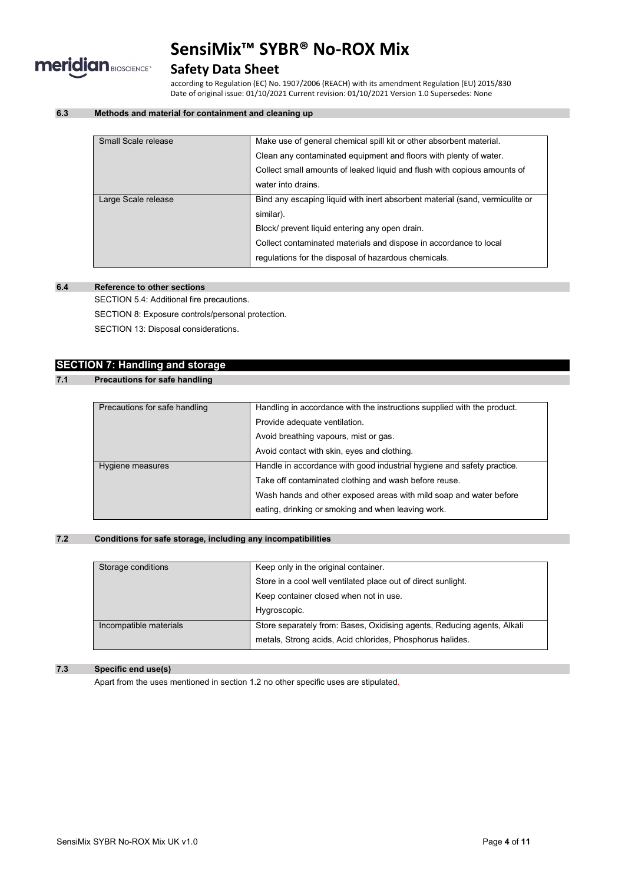### 6.3 Methods and material for containment and cleaning up

| | |
|---|---|
| Small Scale release | Make use of general chemical spill kit or other absorbent material. Clean any contaminated equipment and floors with plenty of water. Collect small amounts of leaked liquid and flush with copious amounts of water into drains. |
| Large Scale release | Bind any escaping liquid with inert absorbent material (sand, vermiculite or similar). Block/ prevent liquid entering any open drain. Collect contaminated materials and dispose in accordance to local regulations for the disposal of hazardous chemicals. |

### 6.4 Reference to other sections

SECTION 5.4: Additional fire precautions.

SECTION 8: Exposure controls/personal protection.

SECTION 13: Disposal considerations.

## SECTION 7: Handling and storage

### 7.1 Precautions for safe handling

| | |
|---|---|
| Precautions for safe handling | Handling in accordance with the instructions supplied with the product. Provide adequate ventilation. Avoid breathing vapours, mist or gas. Avoid contact with skin, eyes and clothing. |
| Hygiene measures | Handle in accordance with good industrial hygiene and safety practice. Take off contaminated clothing and wash before reuse. Wash hands and other exposed areas with mild soap and water before eating, drinking or smoking and when leaving work. |

### 7.2 Conditions for safe storage, including any incompatibilities

| | |
|---|---|
| Storage conditions | Keep only in the original container. Store in a cool well ventilated place out of direct sunlight. Keep container closed when not in use. Hygroscopic. |
| Incompatible materials | Store separately from: Bases, Oxidising agents, Reducing agents, Alkali metals, Strong acids, Acid chlorides, Phosphorus halides. |

### 7.3 Specific end use(s)

Apart from the uses mentioned in section 1.2 no other specific uses are stipulated.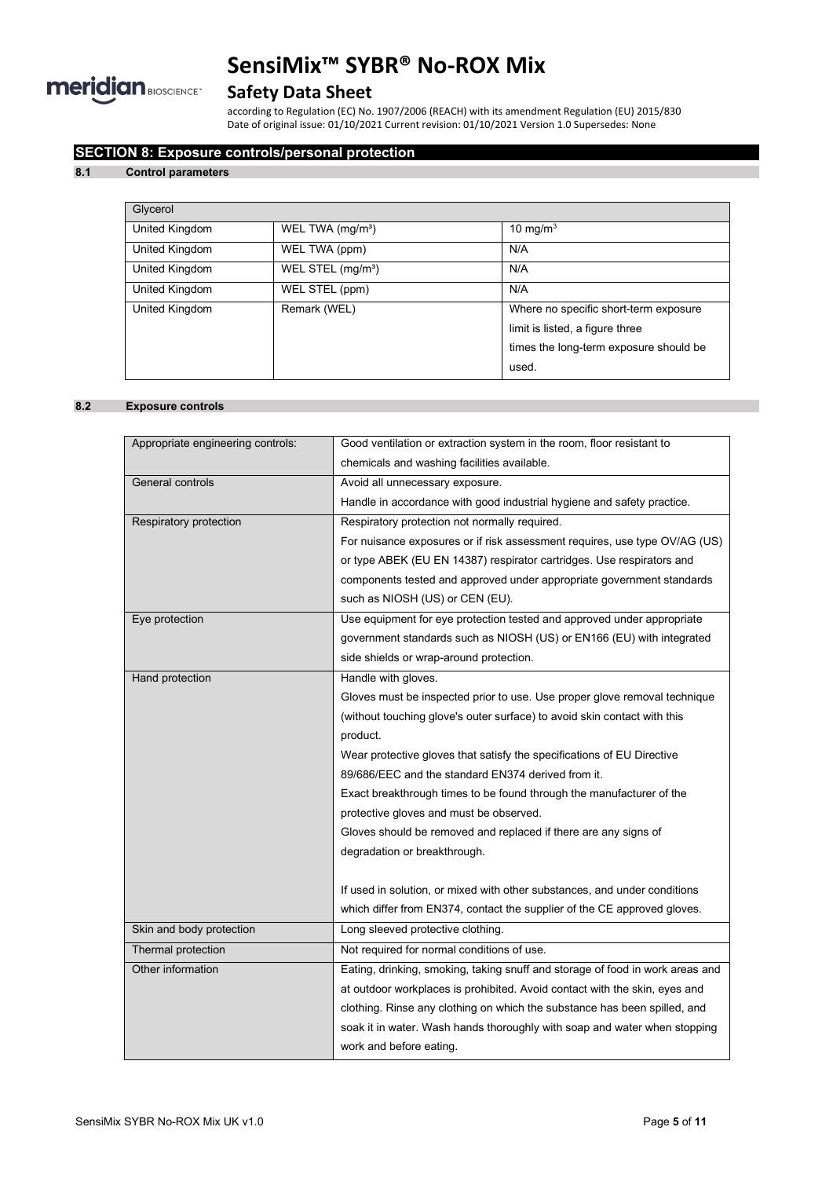## SECTION 8: Exposure controls/personal protection

### 8.1 Control parameters

| Glycerol | | |
|---|---|---|
| United Kingdom | WEL TWA (mg/m³) | 10 mg/m³ |
| United Kingdom | WEL TWA (ppm) | N/A |
| United Kingdom | WEL STEL (mg/m³) | N/A |
| United Kingdom | WEL STEL (ppm) | N/A |
| United Kingdom | Remark (WEL) | Where no specific short-term exposure limit is listed, a figure three times the long-term exposure should be used. |

### 8.2 Exposure controls

| | |
|---|---|
| Appropriate engineering controls: | Good ventilation or extraction system in the room, floor resistant to chemicals and washing facilities available. |
| General controls | Avoid all unnecessary exposure. Handle in accordance with good industrial hygiene and safety practice. |
| Respiratory protection | Respiratory protection not normally required. For nuisance exposures or if risk assessment requires, use type OV/AG (US) or type ABEK (EU EN 14387) respirator cartridges. Use respirators and components tested and approved under appropriate government standards such as NIOSH (US) or CEN (EU). |
| Eye protection | Use equipment for eye protection tested and approved under appropriate government standards such as NIOSH (US) or EN166 (EU) with integrated side shields or wrap-around protection. |
| Hand protection | Handle with gloves. Gloves must be inspected prior to use. Use proper glove removal technique (without touching glove's outer surface) to avoid skin contact with this product. Wear protective gloves that satisfy the specifications of EU Directive 89/686/EEC and the standard EN374 derived from it. Exact breakthrough times to be found through the manufacturer of the protective gloves and must be observed. Gloves should be removed and replaced if there are any signs of degradation or breakthrough. <br><br> If used in solution, or mixed with other substances, and under conditions which differ from EN374, contact the supplier of the CE approved gloves. |
| Skin and body protection | Long sleeved protective clothing. |
| Thermal protection | Not required for normal conditions of use. |
| Other information | Eating, drinking, smoking, taking snuff and storage of food in work areas and at outdoor workplaces is prohibited. Avoid contact with the skin, eyes and clothing. Rinse any clothing on which the substance has been spilled, and soak it in water. Wash hands thoroughly with soap and water when stopping work and before eating. |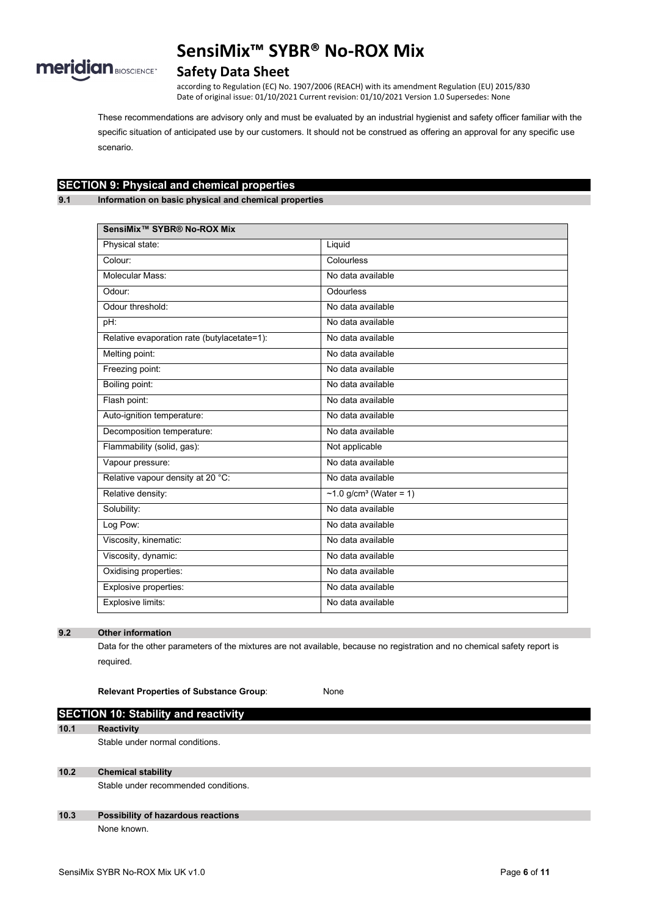These recommendations are advisory only and must be evaluated by an industrial hygienist and safety officer familiar with the specific situation of anticipated use by our customers. It should not be construed as offering an approval for any specific use scenario.

## SECTION 9: Physical and chemical properties

### 9.1 Information on basic physical and chemical properties

| SensiMix™ SYBR® No-ROX Mix | |
|---|---|
| Physical state: | Liquid |
| Colour: | Colourless |
| Molecular Mass: | No data available |
| Odour: | Odourless |
| Odour threshold: | No data available |
| pH: | No data available |
| Relative evaporation rate (butylacetate=1): | No data available |
| Melting point: | No data available |
| Freezing point: | No data available |
| Boiling point: | No data available |
| Flash point: | No data available |
| Auto-ignition temperature: | No data available |
| Decomposition temperature: | No data available |
| Flammability (solid, gas): | Not applicable |
| Vapour pressure: | No data available |
| Relative vapour density at 20 °C: | No data available |
| Relative density: | ~1.0 g/cm³ (Water = 1) |
| Solubility: | No data available |
| Log Pow: | No data available |
| Viscosity, kinematic: | No data available |
| Viscosity, dynamic: | No data available |
| Oxidising properties: | No data available |
| Explosive properties: | No data available |
| Explosive limits: | No data available |

### 9.2 Other information

Data for the other parameters of the mixtures are not available, because no registration and no chemical safety report is required.

**Relevant Properties of Substance Group**: None

## SECTION 10: Stability and reactivity

### 10.1 Reactivity

Stable under normal conditions.

### 10.2 Chemical stability

Stable under recommended conditions.

### 10.3 Possibility of hazardous reactions

None known.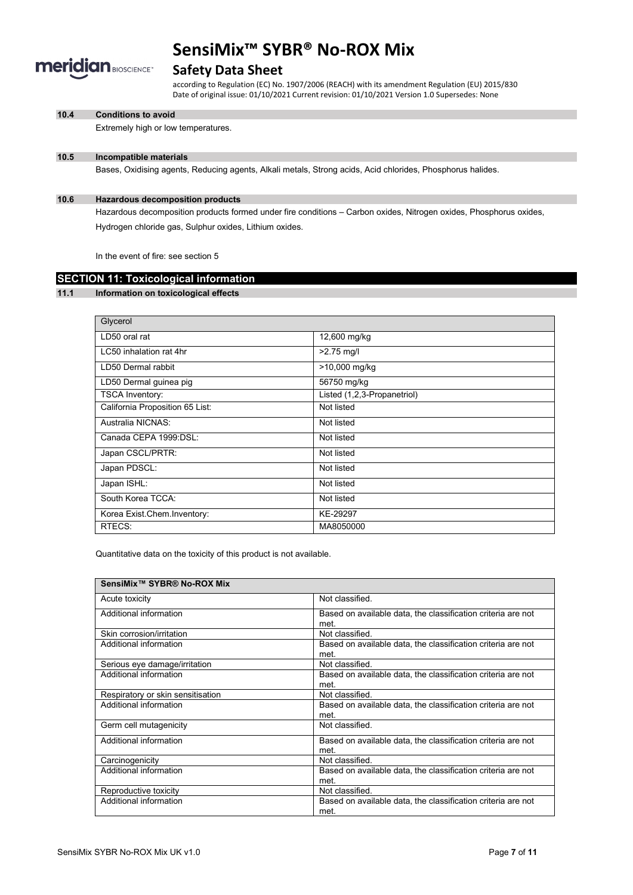### 10.4 Conditions to avoid

Extremely high or low temperatures.

### 10.5 Incompatible materials

Bases, Oxidising agents, Reducing agents, Alkali metals, Strong acids, Acid chlorides, Phosphorus halides.

### 10.6 Hazardous decomposition products

Hazardous decomposition products formed under fire conditions – Carbon oxides, Nitrogen oxides, Phosphorus oxides, Hydrogen chloride gas, Sulphur oxides, Lithium oxides.

In the event of fire: see section 5

## SECTION 11: Toxicological information

### 11.1 Information on toxicological effects

| Glycerol | |
|---|---|
| LD50 oral rat | 12,600 mg/kg |
| LC50 inhalation rat 4hr | >2.75 mg/l |
| LD50 Dermal rabbit | >10,000 mg/kg |
| LD50 Dermal guinea pig | 56750 mg/kg |
| TSCA Inventory: | Listed (1,2,3-Propanetriol) |
| California Proposition 65 List: | Not listed |
| Australia NICNAS: | Not listed |
| Canada CEPA 1999:DSL: | Not listed |
| Japan CSCL/PRTR: | Not listed |
| Japan PDSCL: | Not listed |
| Japan ISHL: | Not listed |
| South Korea TCCA: | Not listed |
| Korea Exist.Chem.Inventory: | KE-29297 |
| RTECS: | MA8050000 |

Quantitative data on the toxicity of this product is not available.

| **SensiMix™ SYBR® No-ROX Mix** | |
|---|---|
| Acute toxicity | Not classified. |
| Additional information | Based on available data, the classification criteria are not met. |
| Skin corrosion/irritation | Not classified. |
| Additional information | Based on available data, the classification criteria are not met. |
| Serious eye damage/irritation | Not classified. |
| Additional information | Based on available data, the classification criteria are not met. |
| Respiratory or skin sensitisation | Not classified. |
| Additional information | Based on available data, the classification criteria are not met. |
| Germ cell mutagenicity | Not classified. |
| Additional information | Based on available data, the classification criteria are not met. |
| Carcinogenicity | Not classified. |
| Additional information | Based on available data, the classification criteria are not met. |
| Reproductive toxicity | Not classified. |
| Additional information | Based on available data, the classification criteria are not met. |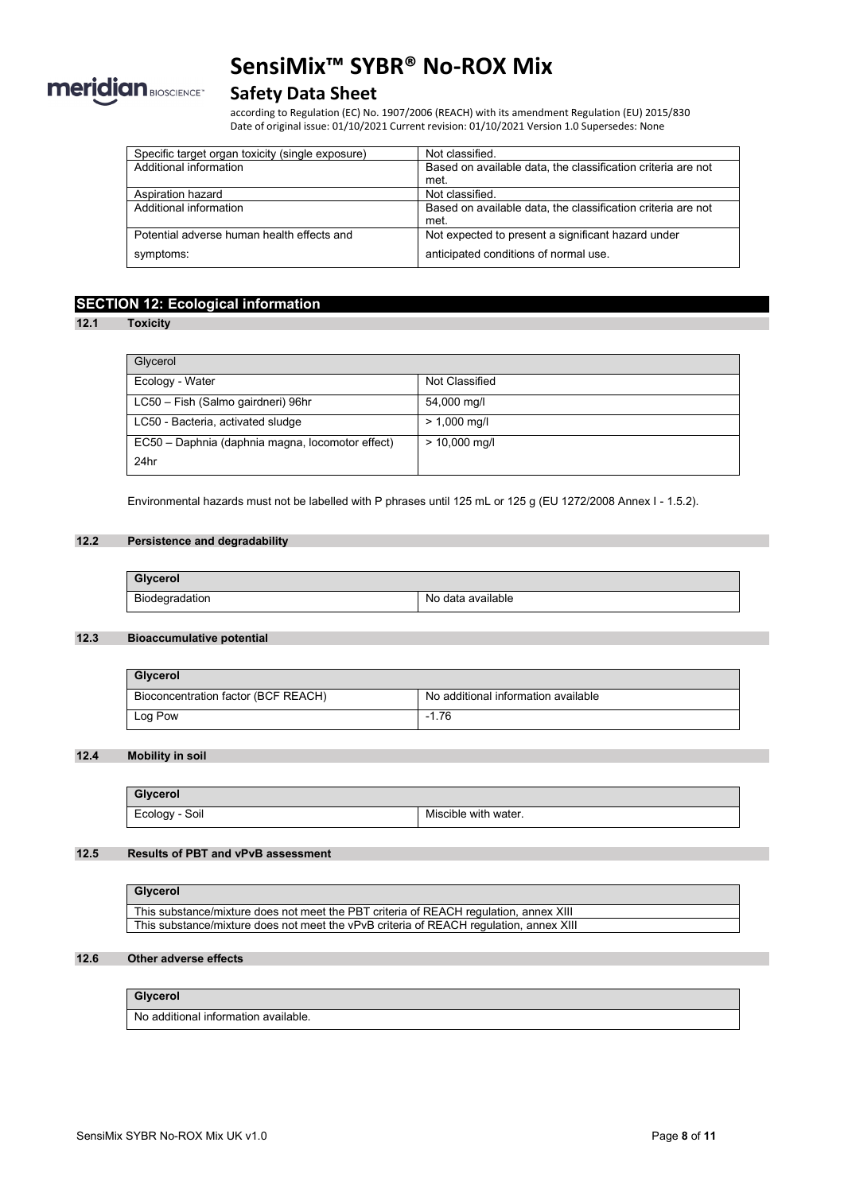| Specific target organ toxicity (single exposure) | Not classified. |
|---|---|
| Additional information | Based on available data, the classification criteria are not met. |
| Aspiration hazard | Not classified. |
| Additional information | Based on available data, the classification criteria are not met. |
| Potential adverse human health effects and symptoms: | Not expected to present a significant hazard under anticipated conditions of normal use. |

## SECTION 12: Ecological information

### 12.1 Toxicity

| Glycerol | |
|---|---|
| Ecology - Water | Not Classified |
| LC50 – Fish (Salmo gairdneri) 96hr | 54,000 mg/l |
| LC50 - Bacteria, activated sludge | > 1,000 mg/l |
| EC50 – Daphnia (daphnia magna, locomotor effect) 24hr | > 10,000 mg/l |

Environmental hazards must not be labelled with P phrases until 125 mL or 125 g (EU 1272/2008 Annex I - 1.5.2).

### 12.2 Persistence and degradability

| **Glycerol** | |
|---|---|
| Biodegradation | No data available |

### 12.3 Bioaccumulative potential

| **Glycerol** | |
|---|---|
| Bioconcentration factor (BCF REACH) | No additional information available |
| Log Pow | -1.76 |

### 12.4 Mobility in soil

| **Glycerol** | |
|---|---|
| Ecology - Soil | Miscible with water. |

### 12.5 Results of PBT and vPvB assessment

| **Glycerol** |
|---|
| This substance/mixture does not meet the PBT criteria of REACH regulation, annex XIII |
| This substance/mixture does not meet the vPvB criteria of REACH regulation, annex XIII |

### 12.6 Other adverse effects

| **Glycerol** |
|---|
| No additional information available. |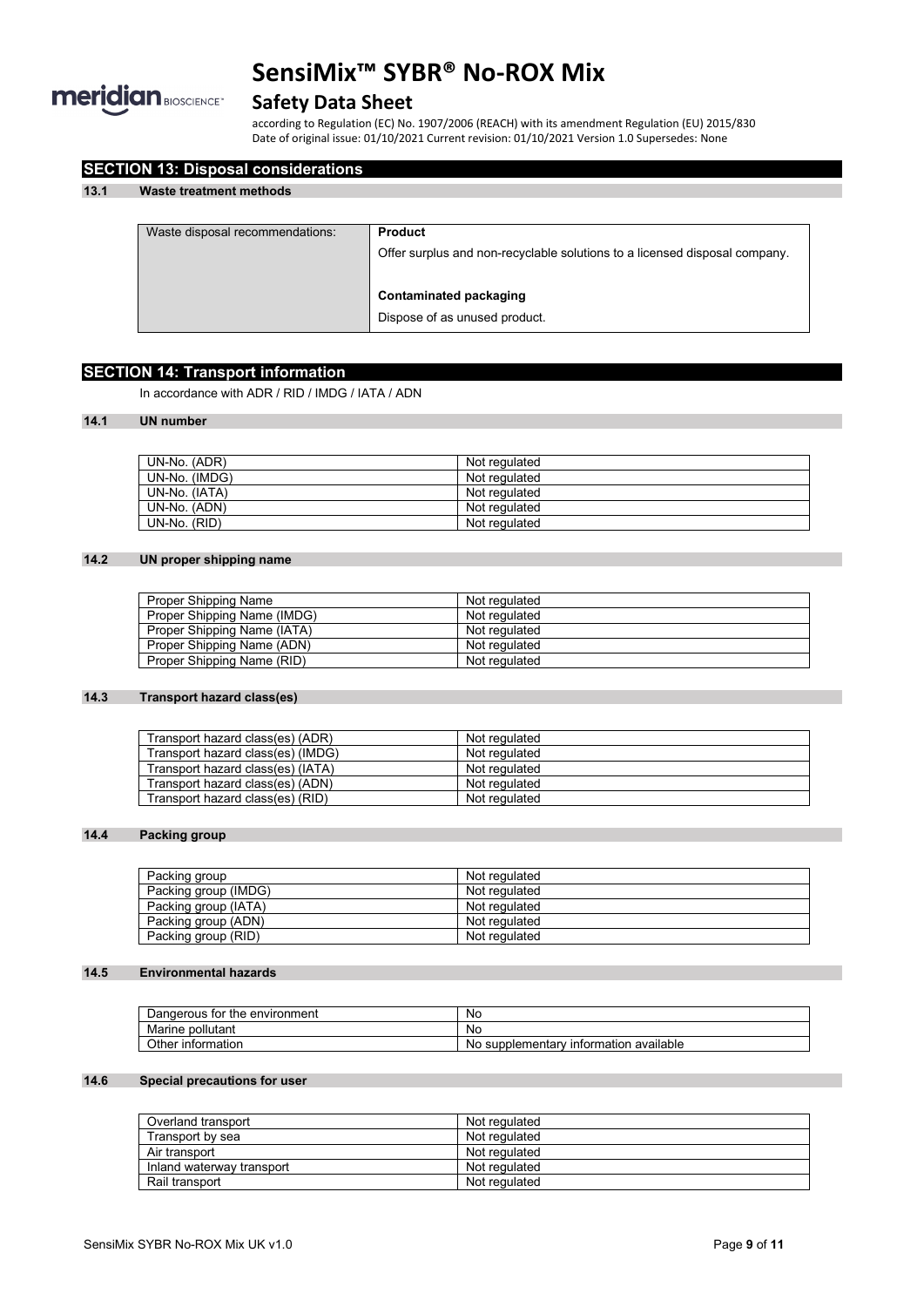## SECTION 13: Disposal considerations

### 13.1 Waste treatment methods

| Waste disposal recommendations: | **Product**<br>Offer surplus and non-recyclable solutions to a licensed disposal company.<br><br>**Contaminated packaging**<br>Dispose of as unused product. |
|---|---|

## SECTION 14: Transport information

In accordance with ADR / RID / IMDG / IATA / ADN

### 14.1 UN number

| | |
|---|---|
| UN-No. (ADR) | Not regulated |
| UN-No. (IMDG) | Not regulated |
| UN-No. (IATA) | Not regulated |
| UN-No. (ADN) | Not regulated |
| UN-No. (RID) | Not regulated |

### 14.2 UN proper shipping name

| | |
|---|---|
| Proper Shipping Name | Not regulated |
| Proper Shipping Name (IMDG) | Not regulated |
| Proper Shipping Name (IATA) | Not regulated |
| Proper Shipping Name (ADN) | Not regulated |
| Proper Shipping Name (RID) | Not regulated |

### 14.3 Transport hazard class(es)

| | |
|---|---|
| Transport hazard class(es) (ADR) | Not regulated |
| Transport hazard class(es) (IMDG) | Not regulated |
| Transport hazard class(es) (IATA) | Not regulated |
| Transport hazard class(es) (ADN) | Not regulated |
| Transport hazard class(es) (RID) | Not regulated |

### 14.4 Packing group

| | |
|---|---|
| Packing group | Not regulated |
| Packing group (IMDG) | Not regulated |
| Packing group (IATA) | Not regulated |
| Packing group (ADN) | Not regulated |
| Packing group (RID) | Not regulated |

### 14.5 Environmental hazards

| | |
|---|---|
| Dangerous for the environment | No |
| Marine pollutant | No |
| Other information | No supplementary information available |

### 14.6 Special precautions for user

| | |
|---|---|
| Overland transport | Not regulated |
| Transport by sea | Not regulated |
| Air transport | Not regulated |
| Inland waterway transport | Not regulated |
| Rail transport | Not regulated |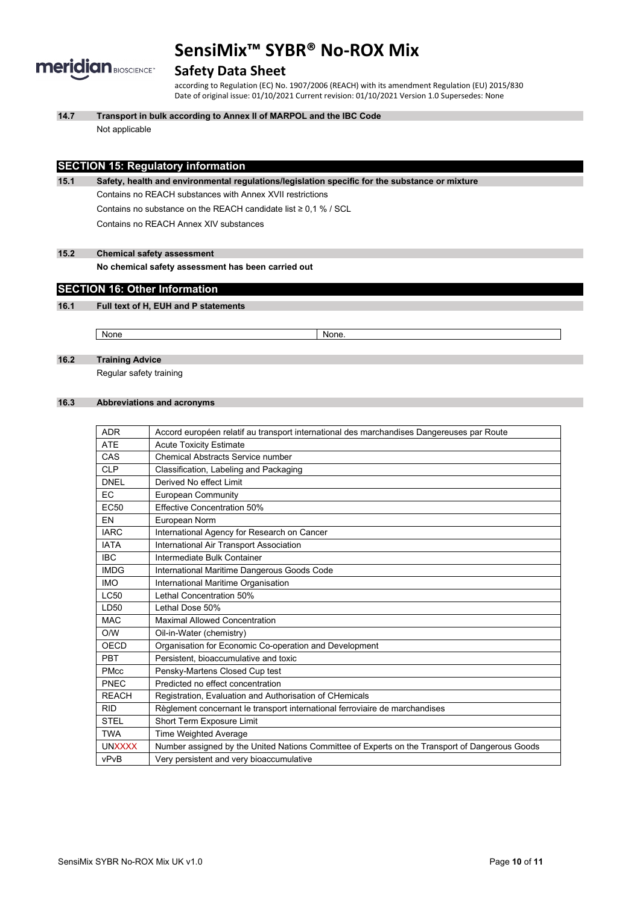### 14.7 Transport in bulk according to Annex II of MARPOL and the IBC Code

Not applicable

## SECTION 15: Regulatory information

### 15.1 Safety, health and environmental regulations/legislation specific for the substance or mixture

Contains no REACH substances with Annex XVII restrictions

Contains no substance on the REACH candidate list ≥ 0,1 % / SCL

Contains no REACH Annex XIV substances

### 15.2 Chemical safety assessment

**No chemical safety assessment has been carried out**

## SECTION 16: Other Information

### 16.1 Full text of H, EUH and P statements

| None | None. |
|---|---|

### 16.2 Training Advice

Regular safety training

### 16.3 Abbreviations and acronyms

| | |
|---|---|
| ADR | Accord européen relatif au transport international des marchandises Dangereuses par Route |
| ATE | Acute Toxicity Estimate |
| CAS | Chemical Abstracts Service number |
| CLP | Classification, Labeling and Packaging |
| DNEL | Derived No effect Limit |
| EC | European Community |
| EC50 | Effective Concentration 50% |
| EN | European Norm |
| IARC | International Agency for Research on Cancer |
| IATA | International Air Transport Association |
| IBC | Intermediate Bulk Container |
| IMDG | International Maritime Dangerous Goods Code |
| IMO | International Maritime Organisation |
| LC50 | Lethal Concentration 50% |
| LD50 | Lethal Dose 50% |
| MAC | Maximal Allowed Concentration |
| O/W | Oil-in-Water (chemistry) |
| OECD | Organisation for Economic Co-operation and Development |
| PBT | Persistent, bioaccumulative and toxic |
| PMcc | Pensky-Martens Closed Cup test |
| PNEC | Predicted no effect concentration |
| REACH | Registration, Evaluation and Authorisation of CHemicals |
| RID | Règlement concernant le transport international ferroviaire de marchandises |
| STEL | Short Term Exposure Limit |
| TWA | Time Weighted Average |
| UNXXXX | Number assigned by the United Nations Committee of Experts on the Transport of Dangerous Goods |
| vPvB | Very persistent and very bioaccumulative |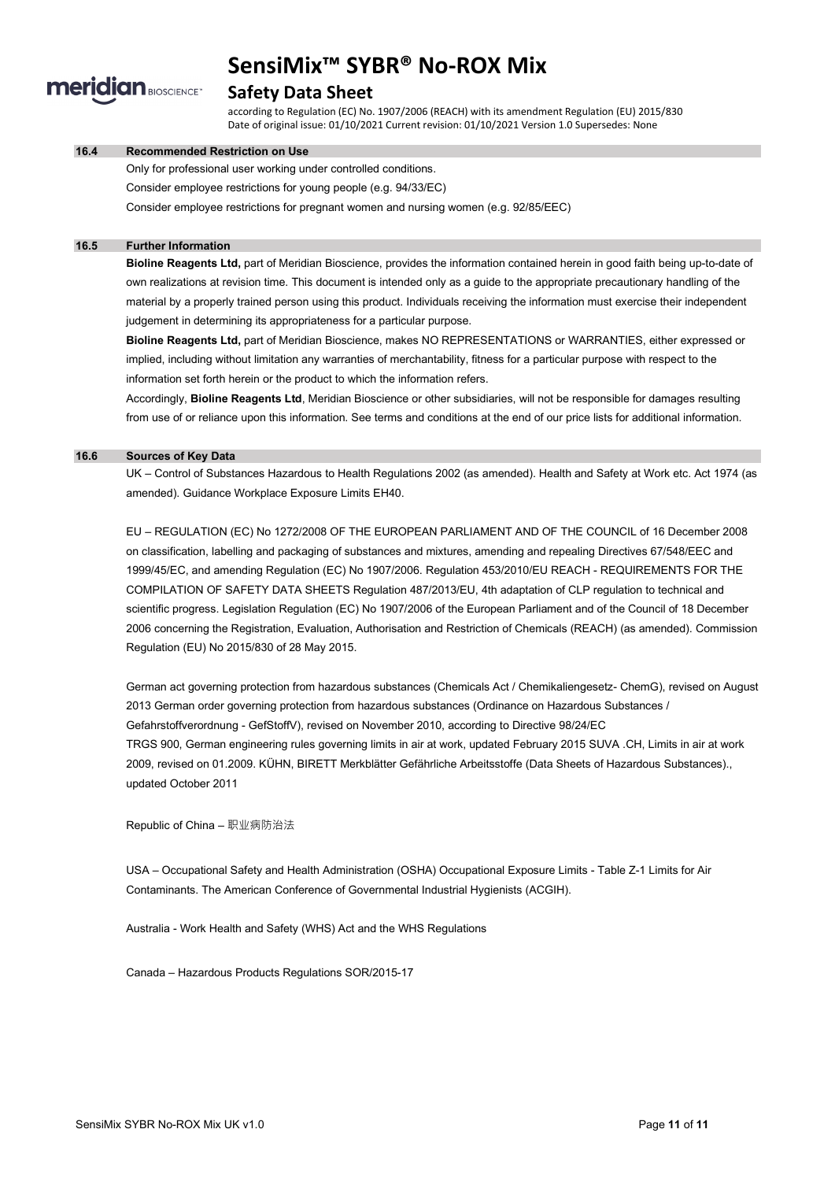## 16.4 Recommended Restriction on Use

Only for professional user working under controlled conditions.

Consider employee restrictions for young people (e.g. 94/33/EC)

Consider employee restrictions for pregnant women and nursing women (e.g. 92/85/EEC)

## 16.5 Further Information

**Bioline Reagents Ltd,** part of Meridian Bioscience, provides the information contained herein in good faith being up-to-date of own realizations at revision time. This document is intended only as a guide to the appropriate precautionary handling of the material by a properly trained person using this product. Individuals receiving the information must exercise their independent judgement in determining its appropriateness for a particular purpose.

**Bioline Reagents Ltd,** part of Meridian Bioscience, makes NO REPRESENTATIONS or WARRANTIES, either expressed or implied, including without limitation any warranties of merchantability, fitness for a particular purpose with respect to the information set forth herein or the product to which the information refers.

Accordingly, **Bioline Reagents Ltd**, Meridian Bioscience or other subsidiaries, will not be responsible for damages resulting from use of or reliance upon this information. See terms and conditions at the end of our price lists for additional information.

## 16.6 Sources of Key Data

UK – Control of Substances Hazardous to Health Regulations 2002 (as amended). Health and Safety at Work etc. Act 1974 (as amended). Guidance Workplace Exposure Limits EH40.

EU – REGULATION (EC) No 1272/2008 OF THE EUROPEAN PARLIAMENT AND OF THE COUNCIL of 16 December 2008 on classification, labelling and packaging of substances and mixtures, amending and repealing Directives 67/548/EEC and 1999/45/EC, and amending Regulation (EC) No 1907/2006. Regulation 453/2010/EU REACH - REQUIREMENTS FOR THE COMPILATION OF SAFETY DATA SHEETS Regulation 487/2013/EU, 4th adaptation of CLP regulation to technical and scientific progress. Legislation Regulation (EC) No 1907/2006 of the European Parliament and of the Council of 18 December 2006 concerning the Registration, Evaluation, Authorisation and Restriction of Chemicals (REACH) (as amended). Commission Regulation (EU) No 2015/830 of 28 May 2015.

German act governing protection from hazardous substances (Chemicals Act / Chemikaliengesetz- ChemG), revised on August 2013 German order governing protection from hazardous substances (Ordinance on Hazardous Substances / Gefahrstoffverordnung - GefStoffV), revised on November 2010, according to Directive 98/24/EC

TRGS 900, German engineering rules governing limits in air at work, updated February 2015 SUVA .CH, Limits in air at work 2009, revised on 01.2009. KÜHN, BIRETT Merkblätter Gefährliche Arbeitsstoffe (Data Sheets of Hazardous Substances)., updated October 2011

Republic of China – 职业病防治法

USA – Occupational Safety and Health Administration (OSHA) Occupational Exposure Limits - Table Z-1 Limits for Air Contaminants. The American Conference of Governmental Industrial Hygienists (ACGIH).

Australia - Work Health and Safety (WHS) Act and the WHS Regulations

Canada – Hazardous Products Regulations SOR/2015-17